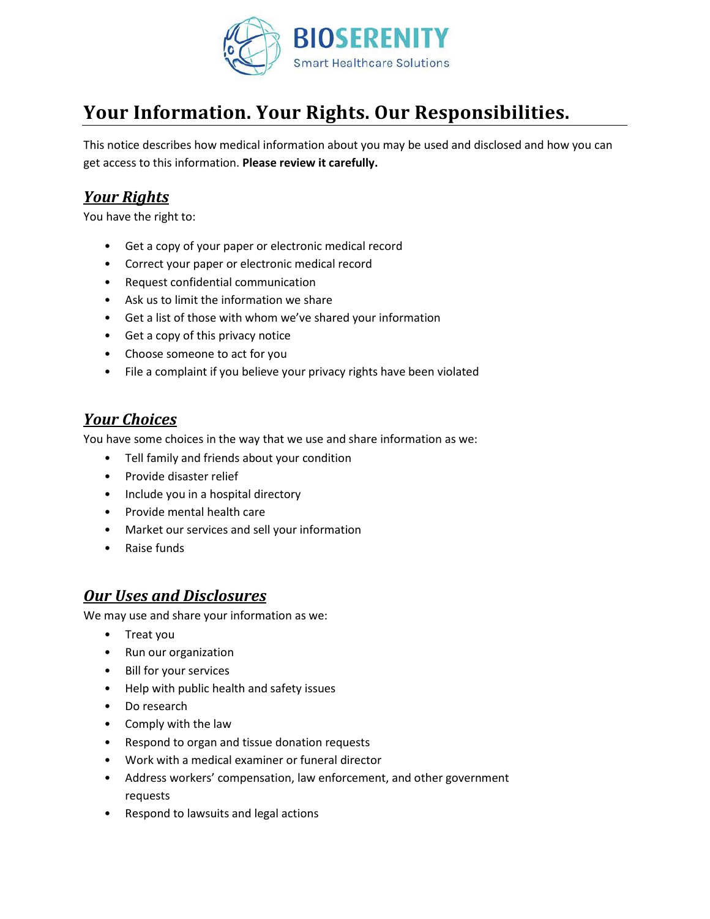# Your Information. Your Rights. Our Responsibilities.

This notice describes how medical information about you may be used and disclosed and how you can get access to this information. **Please review it carefully.**

## ***Your Rights***

You have the right to:

- Get a copy of your paper or electronic medical record
- Correct your paper or electronic medical record
- Request confidential communication
- Ask us to limit the information we share
- Get a list of those with whom we've shared your information
- Get a copy of this privacy notice
- Choose someone to act for you
- File a complaint if you believe your privacy rights have been violated

## ***Your Choices***

You have some choices in the way that we use and share information as we:

- Tell family and friends about your condition
- Provide disaster relief
- Include you in a hospital directory
- Provide mental health care
- Market our services and sell your information
- Raise funds

## ***Our Uses and Disclosures***

We may use and share your information as we:

- Treat you
- Run our organization
- Bill for your services
- Help with public health and safety issues
- Do research
- Comply with the law
- Respond to organ and tissue donation requests
- Work with a medical examiner or funeral director
- Address workers' compensation, law enforcement, and other government requests
- Respond to lawsuits and legal actions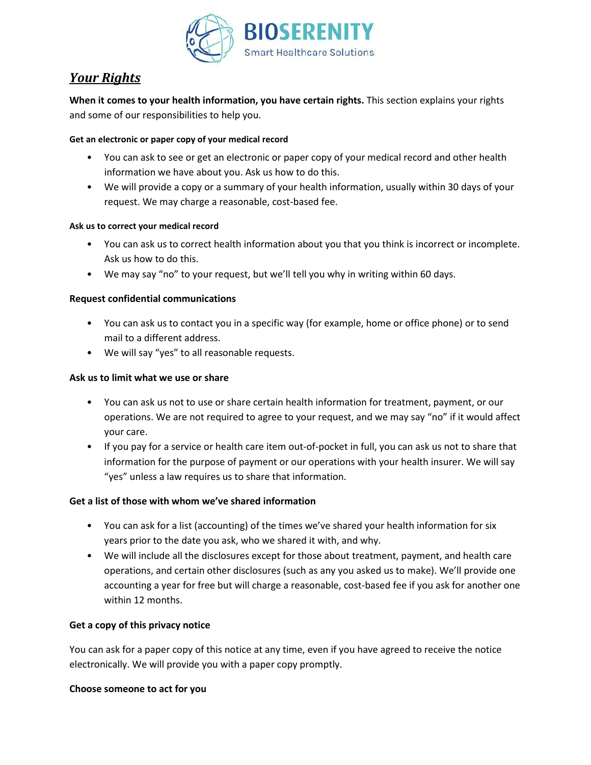## *Your Rights*

**When it comes to your health information, you have certain rights.** This section explains your rights and some of our responsibilities to help you.

#### Get an electronic or paper copy of your medical record

- You can ask to see or get an electronic or paper copy of your medical record and other health information we have about you. Ask us how to do this.
- We will provide a copy or a summary of your health information, usually within 30 days of your request. We may charge a reasonable, cost-based fee.

#### Ask us to correct your medical record

- You can ask us to correct health information about you that you think is incorrect or incomplete. Ask us how to do this.
- We may say "no" to your request, but we'll tell you why in writing within 60 days.

#### Request confidential communications

- You can ask us to contact you in a specific way (for example, home or office phone) or to send mail to a different address.
- We will say "yes" to all reasonable requests.

#### Ask us to limit what we use or share

- You can ask us not to use or share certain health information for treatment, payment, or our operations. We are not required to agree to your request, and we may say "no" if it would affect your care.
- If you pay for a service or health care item out-of-pocket in full, you can ask us not to share that information for the purpose of payment or our operations with your health insurer. We will say "yes" unless a law requires us to share that information.

#### Get a list of those with whom we've shared information

- You can ask for a list (accounting) of the times we've shared your health information for six years prior to the date you ask, who we shared it with, and why.
- We will include all the disclosures except for those about treatment, payment, and health care operations, and certain other disclosures (such as any you asked us to make). We'll provide one accounting a year for free but will charge a reasonable, cost-based fee if you ask for another one within 12 months.

#### Get a copy of this privacy notice

You can ask for a paper copy of this notice at any time, even if you have agreed to receive the notice electronically. We will provide you with a paper copy promptly.

#### Choose someone to act for you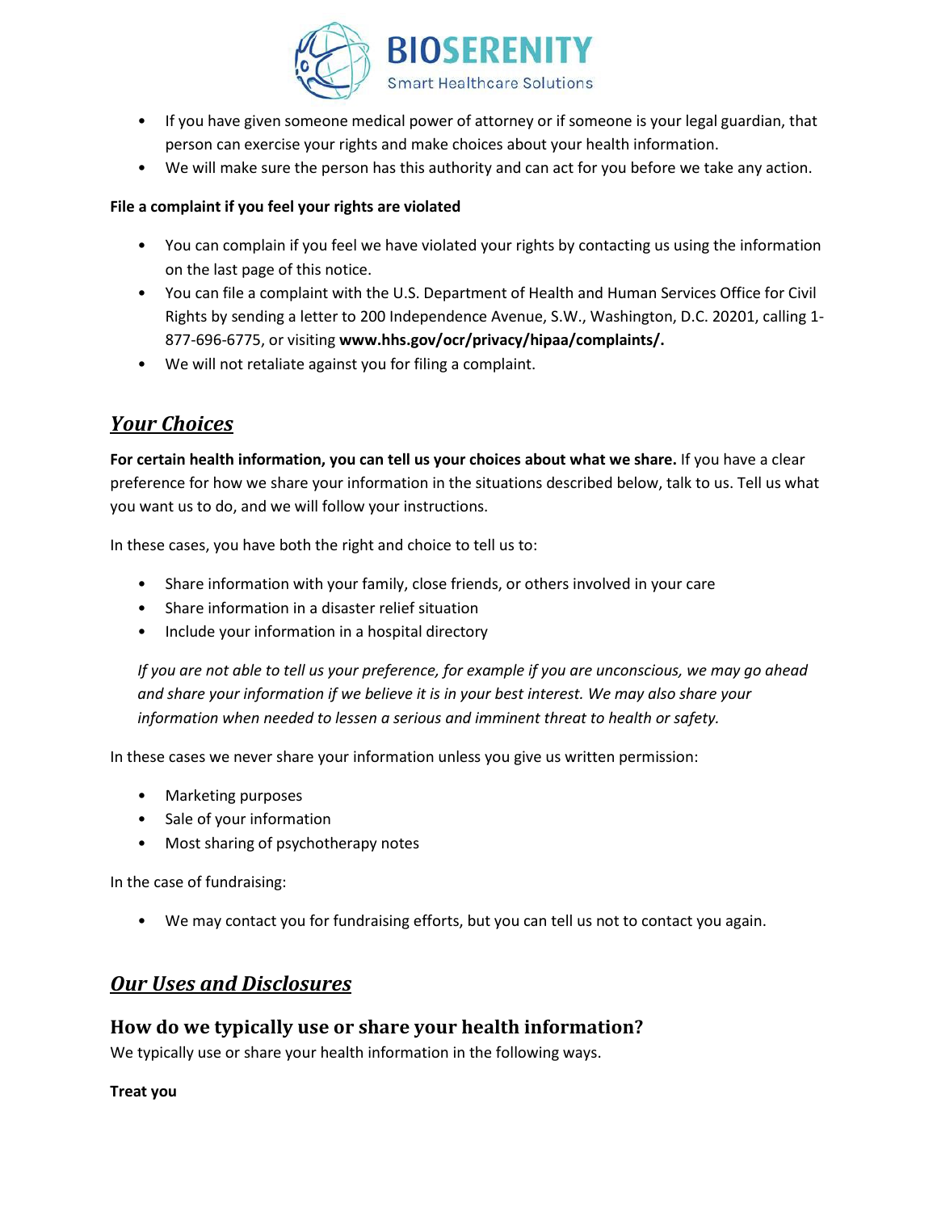- If you have given someone medical power of attorney or if someone is your legal guardian, that person can exercise your rights and make choices about your health information.
- We will make sure the person has this authority and can act for you before we take any action.

**File a complaint if you feel your rights are violated**

- You can complain if you feel we have violated your rights by contacting us using the information on the last page of this notice.
- You can file a complaint with the U.S. Department of Health and Human Services Office for Civil Rights by sending a letter to 200 Independence Avenue, S.W., Washington, D.C. 20201, calling 1-877-696-6775, or visiting **www.hhs.gov/ocr/privacy/hipaa/complaints/.**
- We will not retaliate against you for filing a complaint.

## ***Your Choices***

**For certain health information, you can tell us your choices about what we share.** If you have a clear preference for how we share your information in the situations described below, talk to us. Tell us what you want us to do, and we will follow your instructions.

In these cases, you have both the right and choice to tell us to:

- Share information with your family, close friends, or others involved in your care
- Share information in a disaster relief situation
- Include your information in a hospital directory

*If you are not able to tell us your preference, for example if you are unconscious, we may go ahead and share your information if we believe it is in your best interest. We may also share your information when needed to lessen a serious and imminent threat to health or safety.*

In these cases we never share your information unless you give us written permission:

- Marketing purposes
- Sale of your information
- Most sharing of psychotherapy notes

In the case of fundraising:

- We may contact you for fundraising efforts, but you can tell us not to contact you again.

## ***Our Uses and Disclosures***

### How do we typically use or share your health information?

We typically use or share your health information in the following ways.

**Treat you**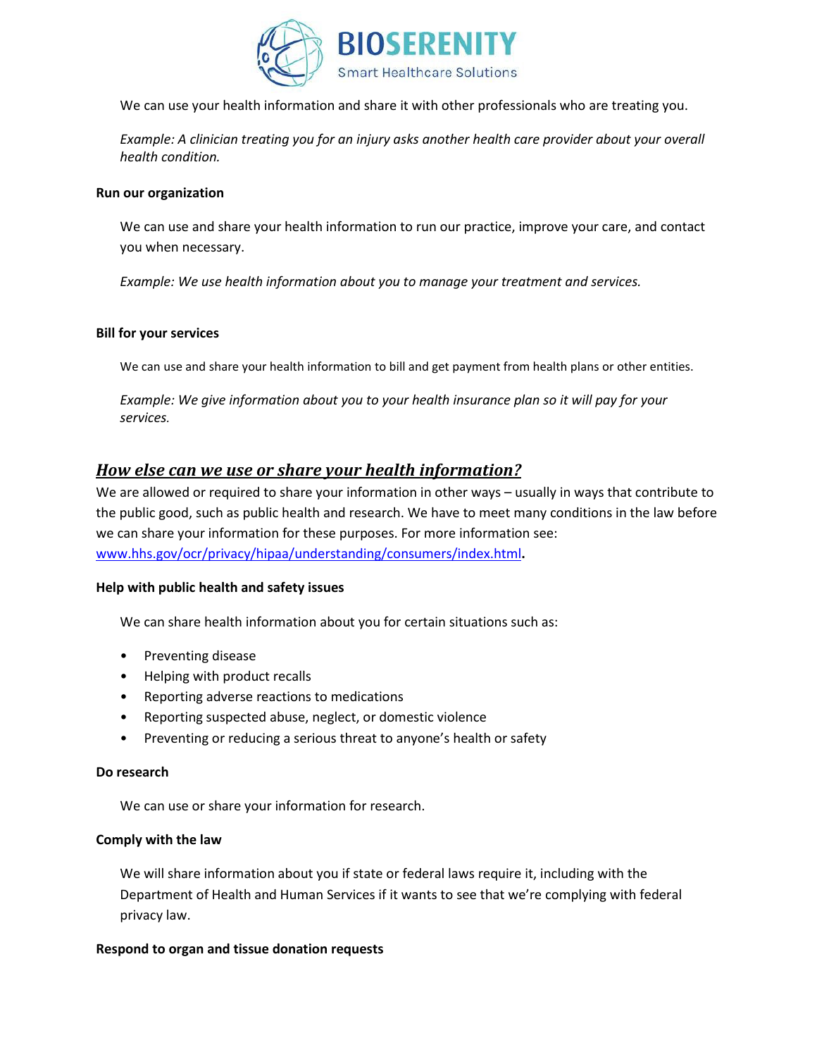We can use your health information and share it with other professionals who are treating you.

*Example: A clinician treating you for an injury asks another health care provider about your overall health condition.*

**Run our organization**

We can use and share your health information to run our practice, improve your care, and contact you when necessary.

*Example: We use health information about you to manage your treatment and services.*

**Bill for your services**

We can use and share your health information to bill and get payment from health plans or other entities.

*Example: We give information about you to your health insurance plan so it will pay for your services.*

## ***How else can we use or share your health information?***

We are allowed or required to share your information in other ways – usually in ways that contribute to the public good, such as public health and research. We have to meet many conditions in the law before we can share your information for these purposes. For more information see: www.hhs.gov/ocr/privacy/hipaa/understanding/consumers/index.html**.**

**Help with public health and safety issues**

We can share health information about you for certain situations such as:

- Preventing disease
- Helping with product recalls
- Reporting adverse reactions to medications
- Reporting suspected abuse, neglect, or domestic violence
- Preventing or reducing a serious threat to anyone's health or safety

**Do research**

We can use or share your information for research.

**Comply with the law**

We will share information about you if state or federal laws require it, including with the Department of Health and Human Services if it wants to see that we're complying with federal privacy law.

**Respond to organ and tissue donation requests**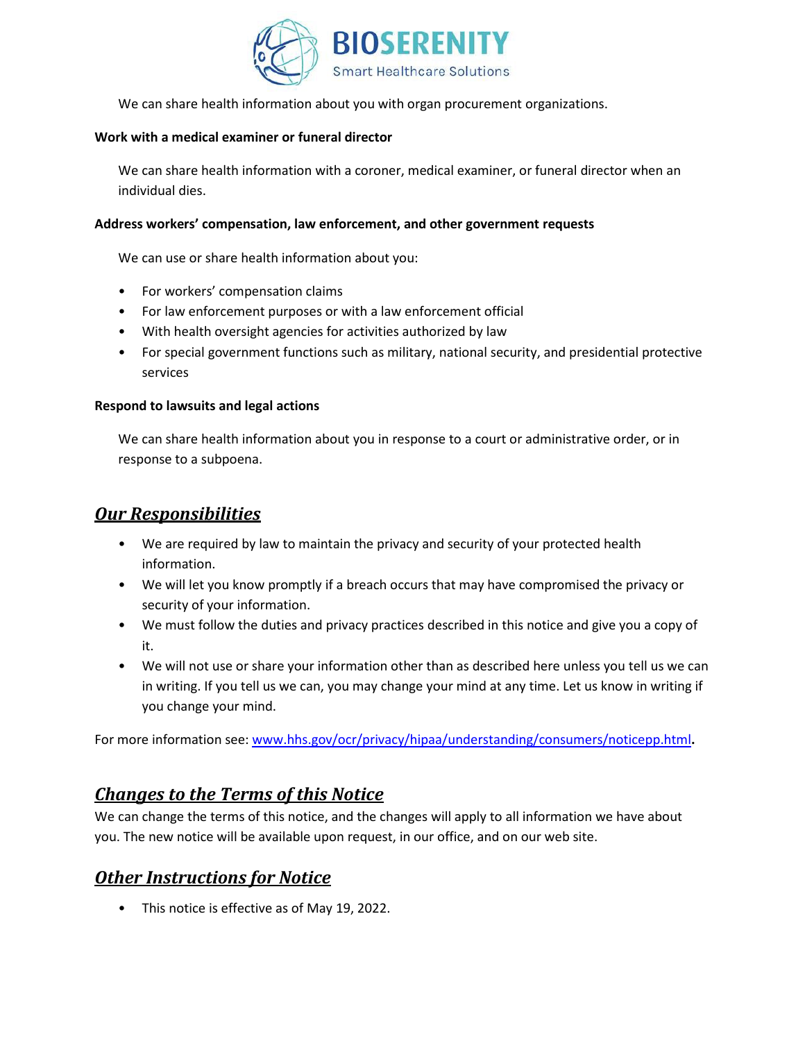We can share health information about you with organ procurement organizations.

**Work with a medical examiner or funeral director**

We can share health information with a coroner, medical examiner, or funeral director when an individual dies.

**Address workers' compensation, law enforcement, and other government requests**

We can use or share health information about you:

- For workers' compensation claims
- For law enforcement purposes or with a law enforcement official
- With health oversight agencies for activities authorized by law
- For special government functions such as military, national security, and presidential protective services

**Respond to lawsuits and legal actions**

We can share health information about you in response to a court or administrative order, or in response to a subpoena.

## ***Our Responsibilities***

- We are required by law to maintain the privacy and security of your protected health information.
- We will let you know promptly if a breach occurs that may have compromised the privacy or security of your information.
- We must follow the duties and privacy practices described in this notice and give you a copy of it.
- We will not use or share your information other than as described here unless you tell us we can in writing. If you tell us we can, you may change your mind at any time. Let us know in writing if you change your mind.

For more information see: [www.hhs.gov/ocr/privacy/hipaa/understanding/consumers/noticepp.html](www.hhs.gov/ocr/privacy/hipaa/understanding/consumers/noticepp.html)**.**

## ***Changes to the Terms of this Notice***

We can change the terms of this notice, and the changes will apply to all information we have about you. The new notice will be available upon request, in our office, and on our web site.

## ***Other Instructions for Notice***

- This notice is effective as of May 19, 2022.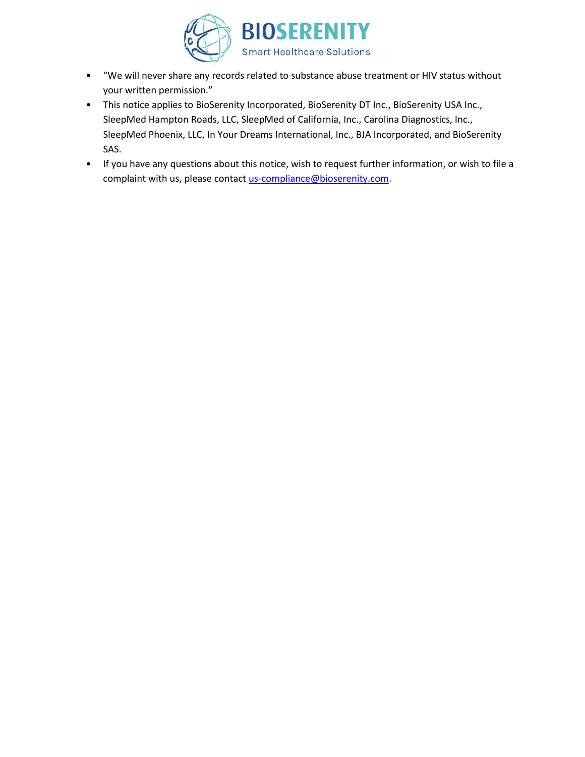- “We will never share any records related to substance abuse treatment or HIV status without your written permission.”
- This notice applies to BioSerenity Incorporated, BioSerenity DT Inc., BioSerenity USA Inc., SleepMed Hampton Roads, LLC, SleepMed of California, Inc., Carolina Diagnostics, Inc., SleepMed Phoenix, LLC, In Your Dreams International, Inc., BJA Incorporated, and BioSerenity SAS.
- If you have any questions about this notice, wish to request further information, or wish to file a complaint with us, please contact us-compliance@bioserenity.com.